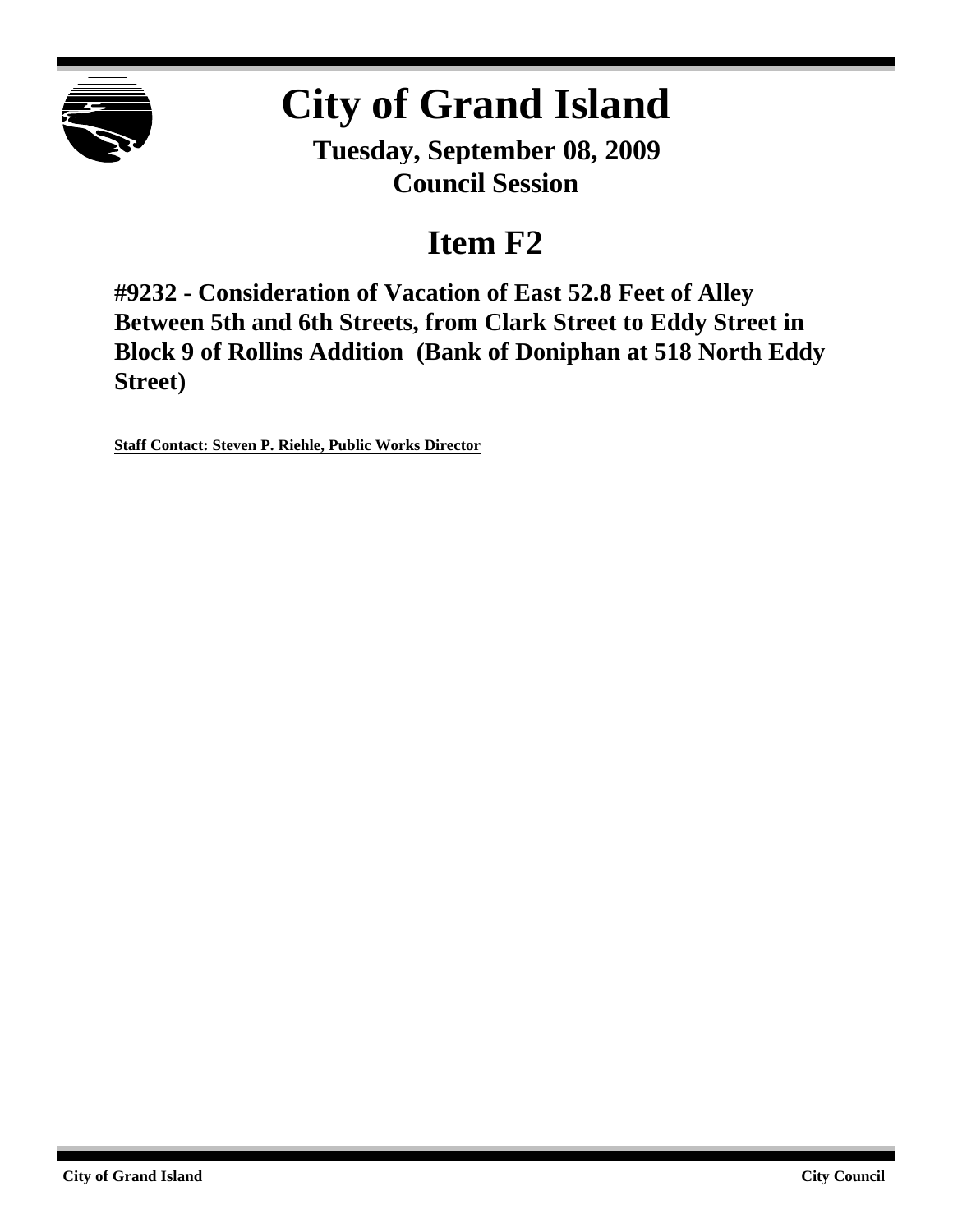# City of Grand Island

**Tuesday, September 08, 2009**
**Council Session**

## Item F2

**#9232 - Consideration of Vacation of East 52.8 Feet of Alley Between 5th and 6th Streets, from Clark Street to Eddy Street in Block 9 of Rollins Addition (Bank of Doniphan at 518 North Eddy Street)**

**Staff Contact: Steven P. Riehle, Public Works Director**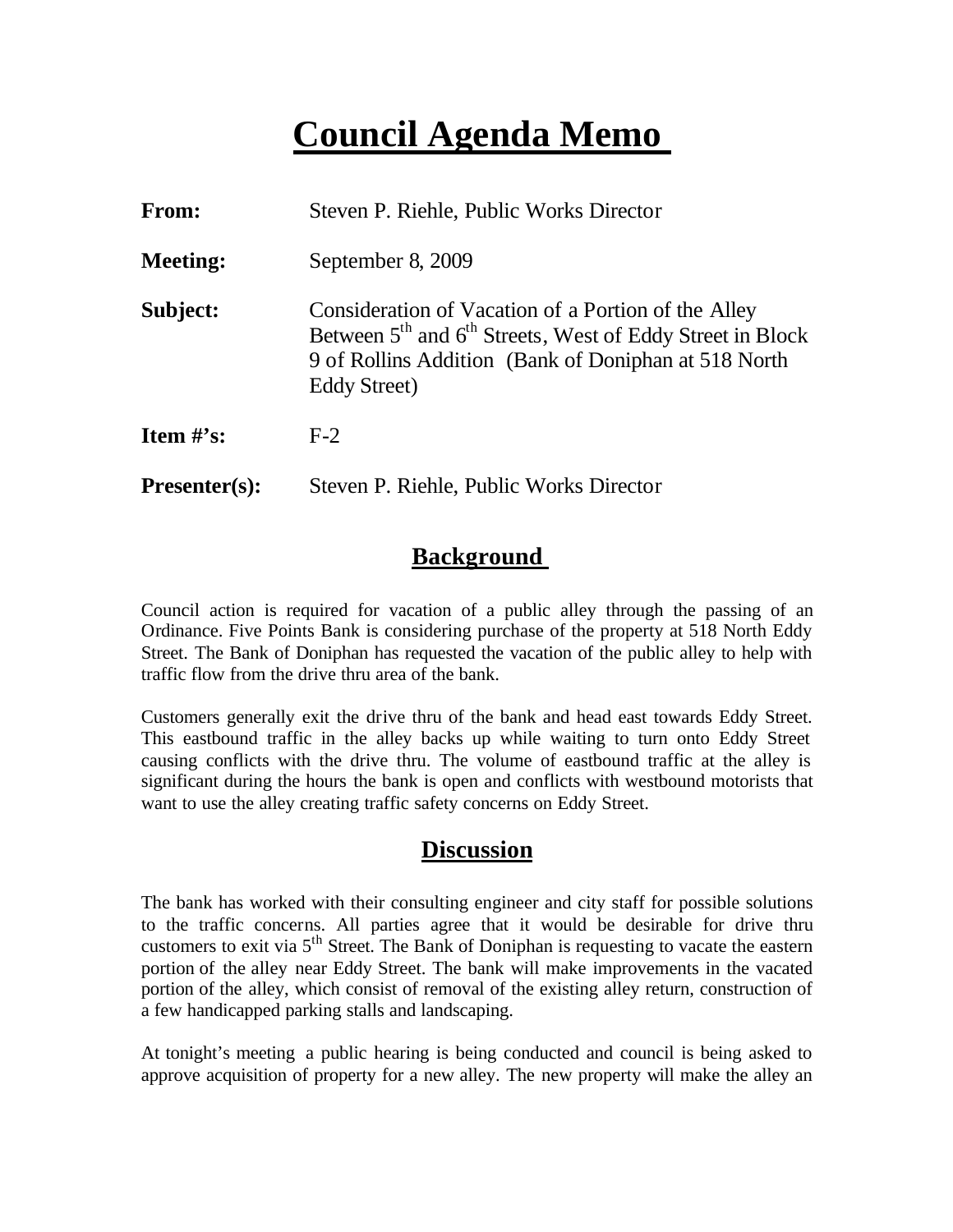# Council Agenda Memo

| | |
|---|---|
| **From:** | Steven P. Riehle, Public Works Director |
| **Meeting:** | September 8, 2009 |
| **Subject:** | Consideration of Vacation of a Portion of the Alley Between 5th and 6th Streets, West of Eddy Street in Block 9 of Rollins Addition (Bank of Doniphan at 518 North Eddy Street) |
| **Item #'s:** | F-2 |
| **Presenter(s):** | Steven P. Riehle, Public Works Director |

## Background

Council action is required for vacation of a public alley through the passing of an Ordinance. Five Points Bank is considering purchase of the property at 518 North Eddy Street. The Bank of Doniphan has requested the vacation of the public alley to help with traffic flow from the drive thru area of the bank.

Customers generally exit the drive thru of the bank and head east towards Eddy Street. This eastbound traffic in the alley backs up while waiting to turn onto Eddy Street causing conflicts with the drive thru. The volume of eastbound traffic at the alley is significant during the hours the bank is open and conflicts with westbound motorists that want to use the alley creating traffic safety concerns on Eddy Street.

## Discussion

The bank has worked with their consulting engineer and city staff for possible solutions to the traffic concerns. All parties agree that it would be desirable for drive thru customers to exit via 5th Street. The Bank of Doniphan is requesting to vacate the eastern portion of the alley near Eddy Street. The bank will make improvements in the vacated portion of the alley, which consist of removal of the existing alley return, construction of a few handicapped parking stalls and landscaping.

At tonight's meeting a public hearing is being conducted and council is being asked to approve acquisition of property for a new alley. The new property will make the alley an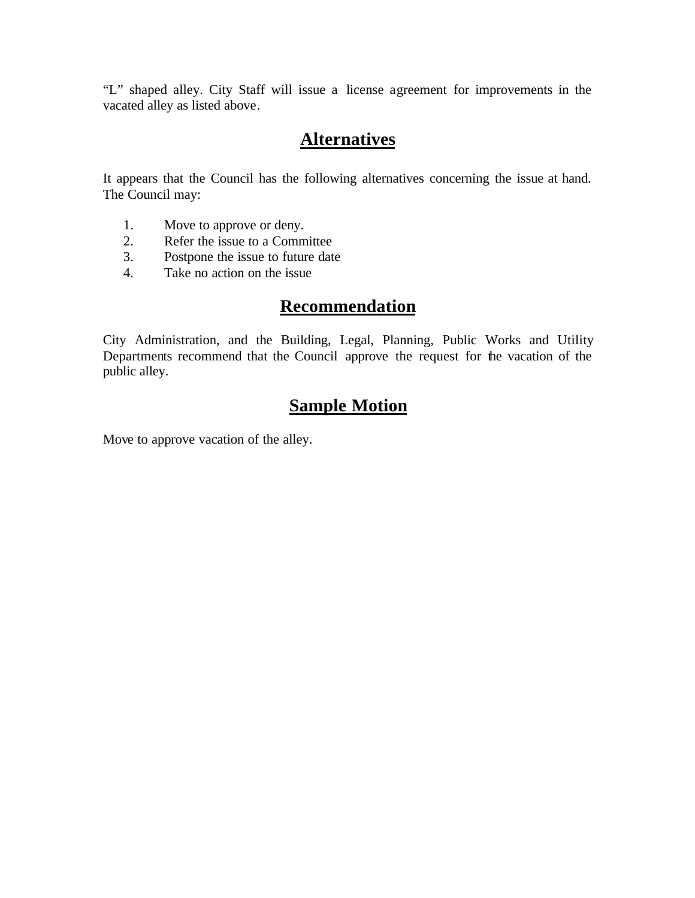"L" shaped alley. City Staff will issue a license agreement for improvements in the vacated alley as listed above.

## Alternatives

It appears that the Council has the following alternatives concerning the issue at hand. The Council may:

1. Move to approve or deny.
2. Refer the issue to a Committee
3. Postpone the issue to future date
4. Take no action on the issue

## Recommendation

City Administration, and the Building, Legal, Planning, Public Works and Utility Departments recommend that the Council approve the request for the vacation of the public alley.

## Sample Motion

Move to approve vacation of the alley.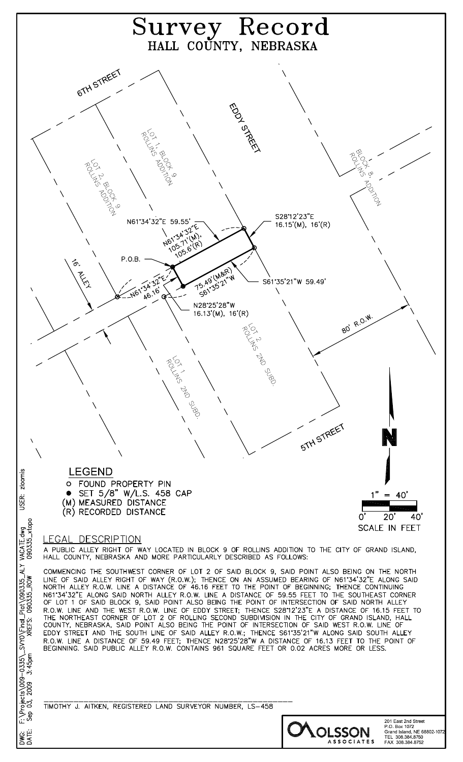# Survey Record

## HALL COUNTY, NEBRASKA

6TH STREET

EDDY STREET

LOT 1, BLOCK 9 ROLLINS ADDITION

LOT 2, BLOCK 9 ROLLINS ADDITION

BLOCK 8, ROLLINS ADDITION

N61°34'32"E 59.55'

N61°34'32"E 105.71'(M), 105.6'(R)

S28°12'23"E 16.15'(M), 16'(R)

P.O.B.

16' ALLEY

N61°34'32"E 46.16'

75.49'(M&R) S61°35'21"W

S61°35'21"W 59.49'

N28°25'28"W 16.13'(M), 16'(R)

LOT 2 ROLLINS 2ND SUBD.

LOT 1 ROLLINS 2ND SUBD.

80' R.O.W.

5TH STREET

N

## LEGEND

- ○ FOUND PROPERTY PIN
- ● SET 5/8" W/L.S. 458 CAP
- (M) MEASURED DISTANCE
- (R) RECORDED DISTANCE

1" = 40'

0' 20' 40'

SCALE IN FEET

## LEGAL DESCRIPTION

A PUBLIC ALLEY RIGHT OF WAY LOCATED IN BLOCK 9 OF ROLLINS ADDITION TO THE CITY OF GRAND ISLAND, HALL COUNTY, NEBRASKA AND MORE PARTICULARLY DESCRIBED AS FOLLOWS:

COMMENCING THE SOUTHWEST CORNER OF LOT 2 OF SAID BLOCK 9, SAID POINT ALSO BEING ON THE NORTH LINE OF SAID ALLEY RIGHT OF WAY (R.O.W.); THENCE ON AN ASSUMED BEARING OF N61°34'32"E ALONG SAID NORTH ALLEY R.O.W. LINE A DISTANCE OF 46.16 FEET TO THE POINT OF BEGINNING; THENCE CONTINUING N61°34'32"E ALONG SAID NORTH ALLEY R.O.W. LINE A DISTANCE OF 59.55 FEET TO THE SOUTHEAST CORNER OF LOT 1 OF SAID BLOCK 9, SAID POINT ALSO BEING THE POINT OF INTERSECTION OF SAID NORTH ALLEY R.O.W. LINE AND THE WEST R.O.W. LINE OF EDDY STREET; THENCE S28°12'23"E A DISTANCE OF 16.15 FEET TO THE NORTHEAST CORNER OF LOT 2 OF ROLLING SECOND SUBDIVISION IN THE CITY OF GRAND ISLAND, HALL COUNTY, NEBRASKA, SAID POINT ALSO BEING THE POINT OF INTERSECTION OF SAID WEST R.O.W. LINE OF EDDY STREET AND THE SOUTH LINE OF SAID ALLEY R.O.W.; THENCE S61°35'21"W ALONG SAID SOUTH ALLEY R.O.W. LINE A DISTANCE OF 59.49 FEET; THENCE N28°25'28"W A DISTANCE OF 16.13 FEET TO THE POINT OF BEGINNING. SAID PUBLIC ALLEY R.O.W. CONTAINS 961 SQUARE FEET OR 0.02 ACRES MORE OR LESS.

______________________________________________

TIMOTHY J. AITKEN, REGISTERED LAND SURVEYOR NUMBER, LS-458

OLSSON ASSOCIATES

201 East 2nd Street
P.O. Box 1072
Grand Island, NE 68802-1072
TEL 308.384.8750
FAX 308.384.8752

DWG: F:\Projects\009-0335\_SVY0\Final_Plat\090335_ALY VACATE.dwg USER: zloomis
DATE: Sep 03, 2009 3:45pm XREFS: 090335_ROW 090335_xtopo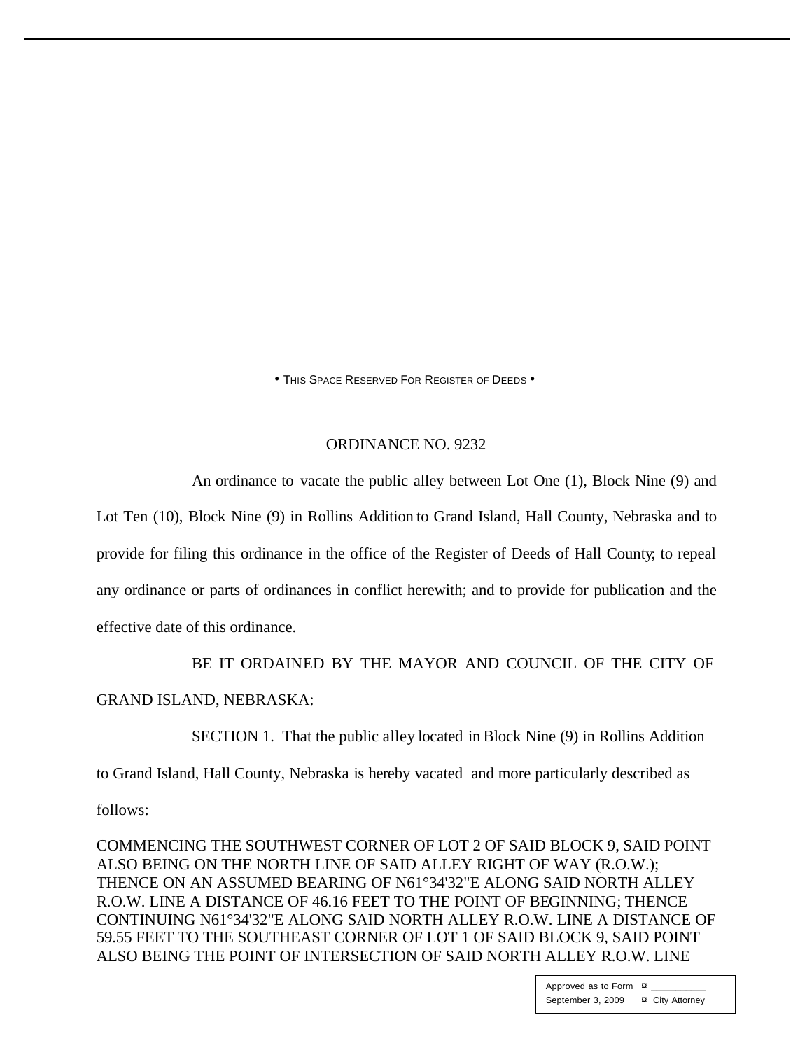• THIS SPACE RESERVED FOR REGISTER OF DEEDS •

ORDINANCE NO. 9232

An ordinance to vacate the public alley between Lot One (1), Block Nine (9) and Lot Ten (10), Block Nine (9) in Rollins Addition to Grand Island, Hall County, Nebraska and to provide for filing this ordinance in the office of the Register of Deeds of Hall County; to repeal any ordinance or parts of ordinances in conflict herewith; and to provide for publication and the effective date of this ordinance.

BE IT ORDAINED BY THE MAYOR AND COUNCIL OF THE CITY OF GRAND ISLAND, NEBRASKA:

SECTION 1. That the public alley located in Block Nine (9) in Rollins Addition to Grand Island, Hall County, Nebraska is hereby vacated and more particularly described as follows:

COMMENCING THE SOUTHWEST CORNER OF LOT 2 OF SAID BLOCK 9, SAID POINT ALSO BEING ON THE NORTH LINE OF SAID ALLEY RIGHT OF WAY (R.O.W.); THENCE ON AN ASSUMED BEARING OF N61°34'32"E ALONG SAID NORTH ALLEY R.O.W. LINE A DISTANCE OF 46.16 FEET TO THE POINT OF BEGINNING; THENCE CONTINUING N61°34'32"E ALONG SAID NORTH ALLEY R.O.W. LINE A DISTANCE OF 59.55 FEET TO THE SOUTHEAST CORNER OF LOT 1 OF SAID BLOCK 9, SAID POINT ALSO BEING THE POINT OF INTERSECTION OF SAID NORTH ALLEY R.O.W. LINE

Approved as to Form ¤ ___________
September 3, 2009 ¤ City Attorney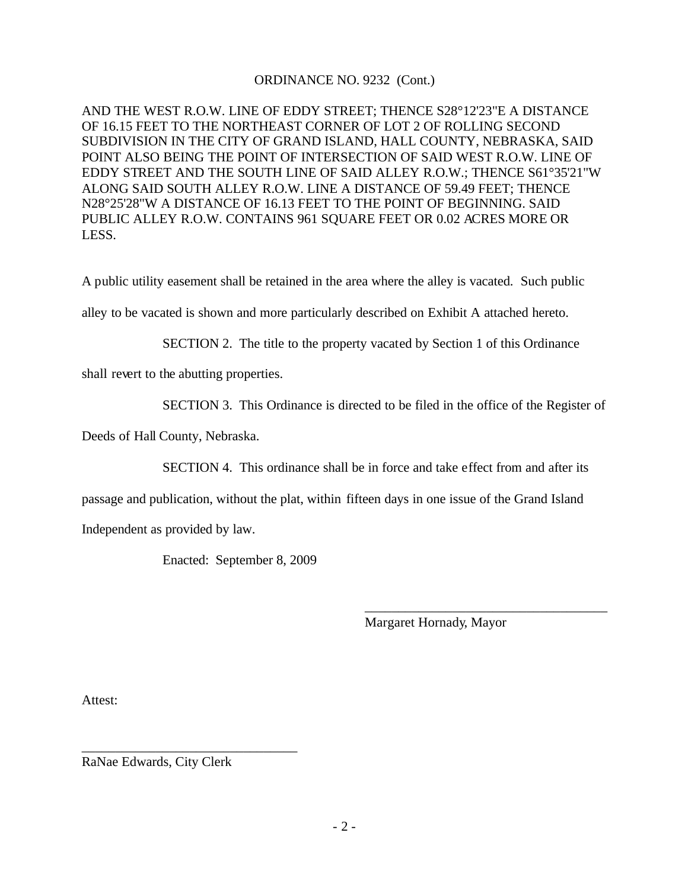ORDINANCE NO. 9232 (Cont.)

AND THE WEST R.O.W. LINE OF EDDY STREET; THENCE S28°12'23"E A DISTANCE OF 16.15 FEET TO THE NORTHEAST CORNER OF LOT 2 OF ROLLING SECOND SUBDIVISION IN THE CITY OF GRAND ISLAND, HALL COUNTY, NEBRASKA, SAID POINT ALSO BEING THE POINT OF INTERSECTION OF SAID WEST R.O.W. LINE OF EDDY STREET AND THE SOUTH LINE OF SAID ALLEY R.O.W.; THENCE S61°35'21"W ALONG SAID SOUTH ALLEY R.O.W. LINE A DISTANCE OF 59.49 FEET; THENCE N28°25'28"W A DISTANCE OF 16.13 FEET TO THE POINT OF BEGINNING. SAID PUBLIC ALLEY R.O.W. CONTAINS 961 SQUARE FEET OR 0.02 ACRES MORE OR LESS.

A public utility easement shall be retained in the area where the alley is vacated. Such public alley to be vacated is shown and more particularly described on Exhibit A attached hereto.

SECTION 2. The title to the property vacated by Section 1 of this Ordinance shall revert to the abutting properties.

SECTION 3. This Ordinance is directed to be filed in the office of the Register of Deeds of Hall County, Nebraska.

SECTION 4. This ordinance shall be in force and take effect from and after its passage and publication, without the plat, within fifteen days in one issue of the Grand Island Independent as provided by law.

Enacted: September 8, 2009

\_\_\_\_\_\_\_\_\_\_\_\_\_\_\_\_\_\_\_\_\_\_\_\_\_\_\_\_\_\_\_\_\_\_\_\_\_\_

Margaret Hornady, Mayor

Attest:

\_\_\_\_\_\_\_\_\_\_\_\_\_\_\_\_\_\_\_\_\_\_\_\_\_\_\_\_\_\_\_\_\_\_\_

RaNae Edwards, City Clerk